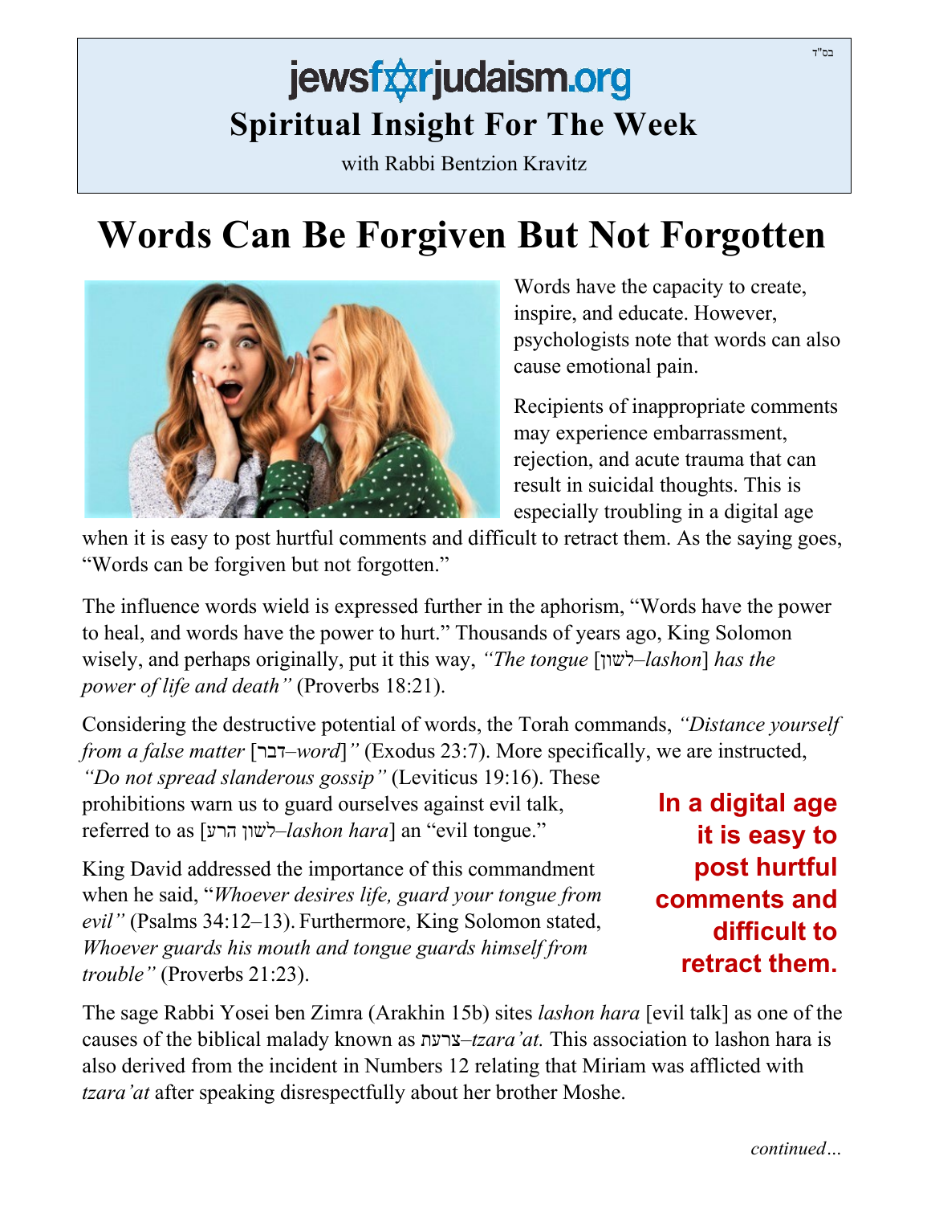בס"ד

# jewsforjudaism.org
## Spiritual Insight For The Week
with Rabbi Bentzion Kravitz

# Words Can Be Forgiven But Not Forgotten

Words have the capacity to create, inspire, and educate. However, psychologists note that words can also cause emotional pain.

Recipients of inappropriate comments may experience embarrassment, rejection, and acute trauma that can result in suicidal thoughts. This is especially troubling in a digital age when it is easy to post hurtful comments and difficult to retract them. As the saying goes, "Words can be forgiven but not forgotten."

The influence words wield is expressed further in the aphorism, "Words have the power to heal, and words have the power to hurt." Thousands of years ago, King Solomon wisely, and perhaps originally, put it this way, *"The tongue* [לשון–*lashon*] *has the power of life and death"* (Proverbs 18:21).

Considering the destructive potential of words, the Torah commands, *"Distance yourself from a false matter* [דבר–*word*]*"* (Exodus 23:7). More specifically, we are instructed, *"Do not spread slanderous gossip"* (Leviticus 19:16). These prohibitions warn us to guard ourselves against evil talk, referred to as [לשון הרע–*lashon hara*] an "evil tongue."

**In a digital age it is easy to post hurtful comments and difficult to retract them.**

King David addressed the importance of this commandment when he said, "*Whoever desires life, guard your tongue from evil"* (Psalms 34:12–13). Furthermore, King Solomon stated, *Whoever guards his mouth and tongue guards himself from trouble"* (Proverbs 21:23).

The sage Rabbi Yosei ben Zimra (Arakhin 15b) sites *lashon hara* [evil talk] as one of the causes of the biblical malady known as צרעת–*tzara'at.* This association to lashon hara is also derived from the incident in Numbers 12 relating that Miriam was afflicted with *tzara'at* after speaking disrespectfully about her brother Moshe.

*continued…*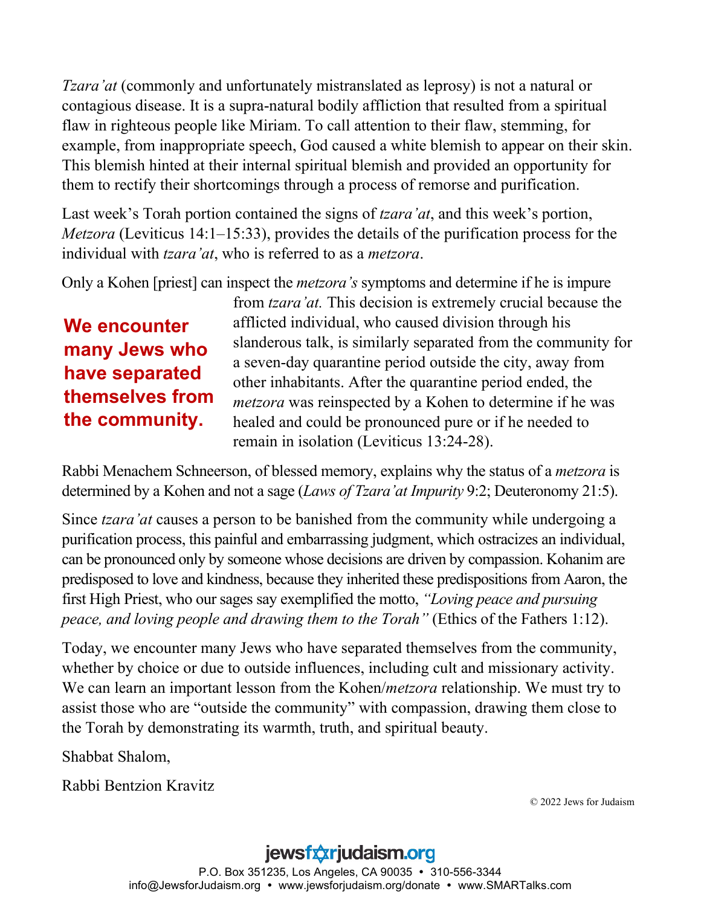*Tzara'at* (commonly and unfortunately mistranslated as leprosy) is not a natural or contagious disease. It is a supra-natural bodily affliction that resulted from a spiritual flaw in righteous people like Miriam. To call attention to their flaw, stemming, for example, from inappropriate speech, God caused a white blemish to appear on their skin. This blemish hinted at their internal spiritual blemish and provided an opportunity for them to rectify their shortcomings through a process of remorse and purification.

Last week's Torah portion contained the signs of *tzara'at*, and this week's portion, *Metzora* (Leviticus 14:1–15:33), provides the details of the purification process for the individual with *tzara'at*, who is referred to as a *metzora*.

Only a Kohen [priest] can inspect the *metzora's* symptoms and determine if he is impure from *tzara'at.* This decision is extremely crucial because the afflicted individual, who caused division through his slanderous talk, is similarly separated from the community for a seven-day quarantine period outside the city, away from other inhabitants. After the quarantine period ended, the *metzora* was reinspected by a Kohen to determine if he was healed and could be pronounced pure or if he needed to remain in isolation (Leviticus 13:24-28).

**We encounter many Jews who have separated themselves from the community.**

Rabbi Menachem Schneerson, of blessed memory, explains why the status of a *metzora* is determined by a Kohen and not a sage (*Laws of Tzara'at Impurity* 9:2; Deuteronomy 21:5).

Since *tzara'at* causes a person to be banished from the community while undergoing a purification process, this painful and embarrassing judgment, which ostracizes an individual, can be pronounced only by someone whose decisions are driven by compassion. Kohanim are predisposed to love and kindness, because they inherited these predispositions from Aaron, the first High Priest, who our sages say exemplified the motto, *"Loving peace and pursuing peace, and loving people and drawing them to the Torah"* (Ethics of the Fathers 1:12).

Today, we encounter many Jews who have separated themselves from the community, whether by choice or due to outside influences, including cult and missionary activity. We can learn an important lesson from the Kohen/*metzora* relationship. We must try to assist those who are "outside the community" with compassion, drawing them close to the Torah by demonstrating its warmth, truth, and spiritual beauty.

Shabbat Shalom,

Rabbi Bentzion Kravitz

© 2022 Jews for Judaism

jewsforjudaism.org

P.O. Box 351235, Los Angeles, CA 90035 • 310-556-3344
info@JewsforJudaism.org • www.jewsforjudaism.org/donate • www.SMARTalks.com